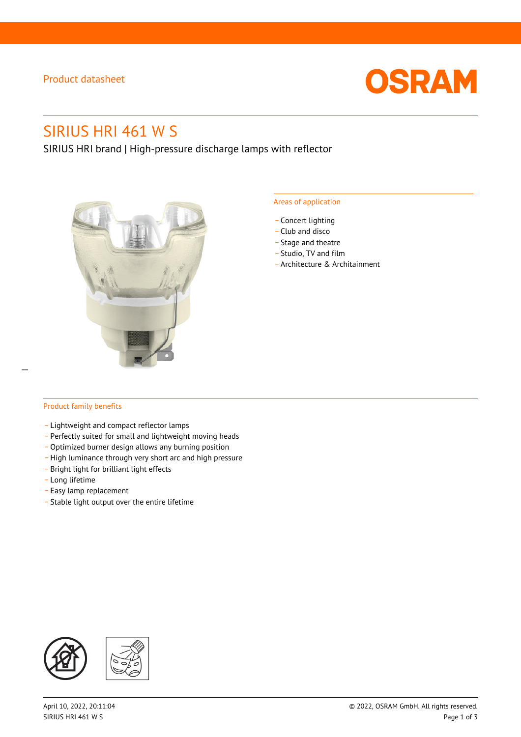Product datasheet

# SIRIUS HRI 461 W S

SIRIUS HRI brand | High-pressure discharge lamps with reflector

## Areas of application

- Concert lighting
- Club and disco
- Stage and theatre
- Studio, TV and film
- Architecture & Architainment

## Product family benefits

- Lightweight and compact reflector lamps
- Perfectly suited for small and lightweight moving heads
- Optimized burner design allows any burning position
- High luminance through very short arc and high pressure
- Bright light for brilliant light effects
- Long lifetime
- Easy lamp replacement
- Stable light output over the entire lifetime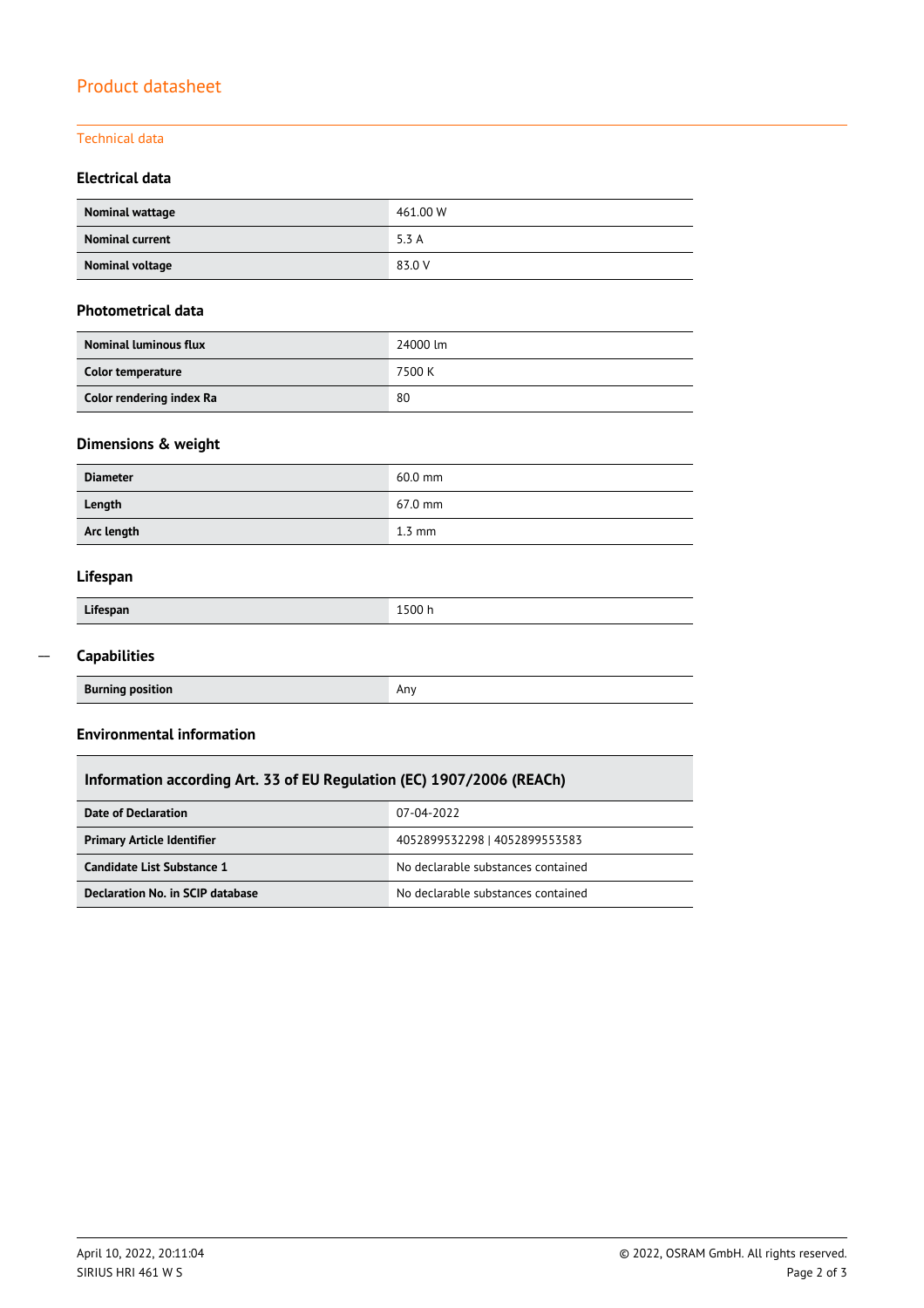# Product datasheet

## Technical data

### Electrical data

| | |
|---|---|
| **Nominal wattage** | 461.00 W |
| **Nominal current** | 5.3 A |
| **Nominal voltage** | 83.0 V |

### Photometrical data

| | |
|---|---|
| **Nominal luminous flux** | 24000 lm |
| **Color temperature** | 7500 K |
| **Color rendering index Ra** | 80 |

### Dimensions & weight

| | |
|---|---|
| **Diameter** | 60.0 mm |
| **Length** | 67.0 mm |
| **Arc length** | 1.3 mm |

### Lifespan

| | |
|---|---|
| **Lifespan** | 1500 h |

### Capabilities

| | |
|---|---|
| **Burning position** | Any |

### Environmental information

| Information according Art. 33 of EU Regulation (EC) 1907/2006 (REACh) | |
|---|---|
| **Date of Declaration** | 07-04-2022 |
| **Primary Article Identifier** | 4052899532298 \| 4052899553583 |
| **Candidate List Substance 1** | No declarable substances contained |
| **Declaration No. in SCIP database** | No declarable substances contained |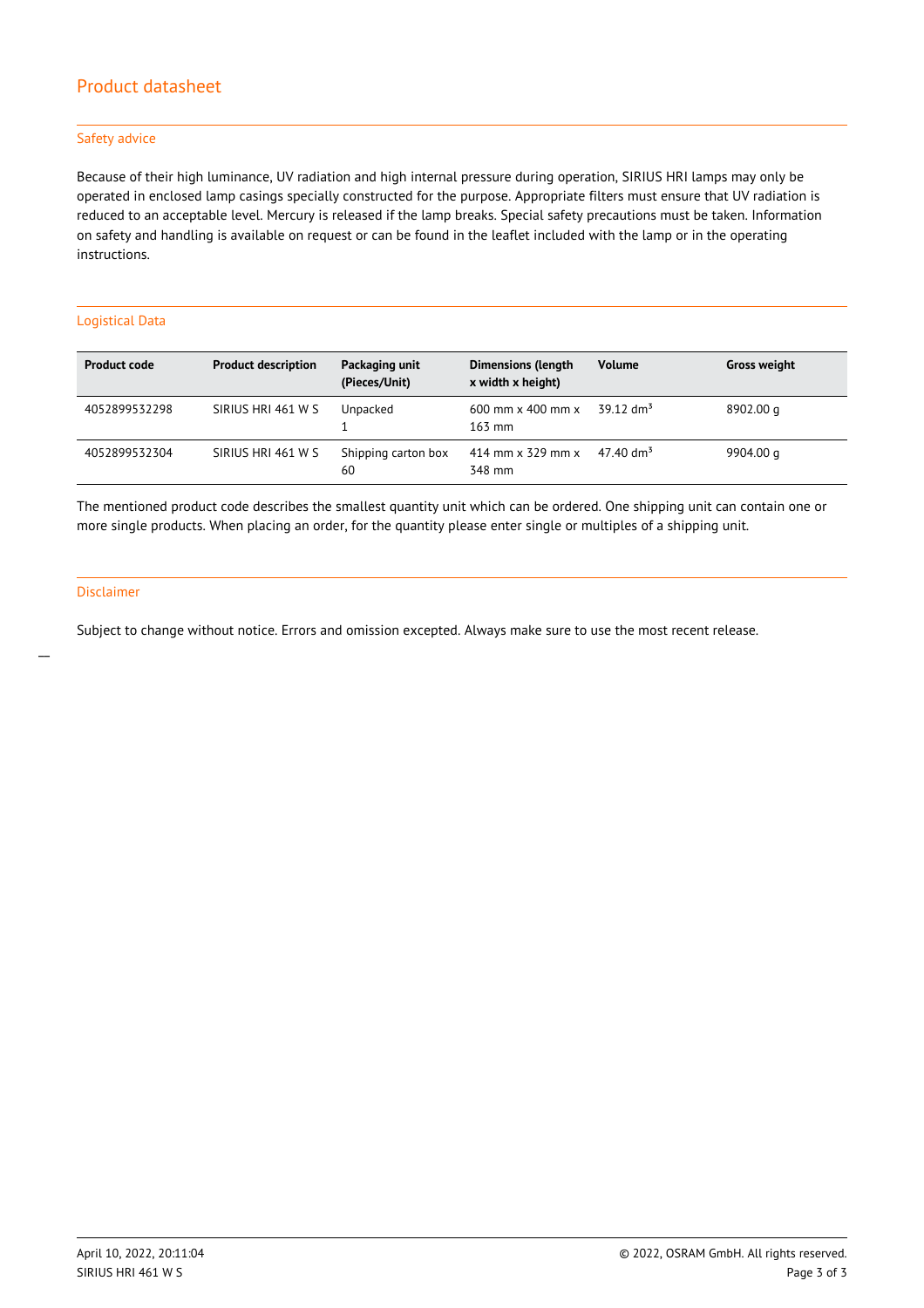# Product datasheet

## Safety advice

Because of their high luminance, UV radiation and high internal pressure during operation, SIRIUS HRI lamps may only be operated in enclosed lamp casings specially constructed for the purpose. Appropriate filters must ensure that UV radiation is reduced to an acceptable level. Mercury is released if the lamp breaks. Special safety precautions must be taken. Information on safety and handling is available on request or can be found in the leaflet included with the lamp or in the operating instructions.

## Logistical Data

| Product code | Product description | Packaging unit (Pieces/Unit) | Dimensions (length x width x height) | Volume | Gross weight |
| --- | --- | --- | --- | --- | --- |
| 4052899532298 | SIRIUS HRI 461 W S | Unpacked 1 | 600 mm x 400 mm x 163 mm | 39.12 $dm^3$ | 8902.00 g |
| 4052899532304 | SIRIUS HRI 461 W S | Shipping carton box 60 | 414 mm x 329 mm x 348 mm | 47.40 $dm^3$ | 9904.00 g |

The mentioned product code describes the smallest quantity unit which can be ordered. One shipping unit can contain one or more single products. When placing an order, for the quantity please enter single or multiples of a shipping unit.

## Disclaimer

Subject to change without notice. Errors and omission excepted. Always make sure to use the most recent release.